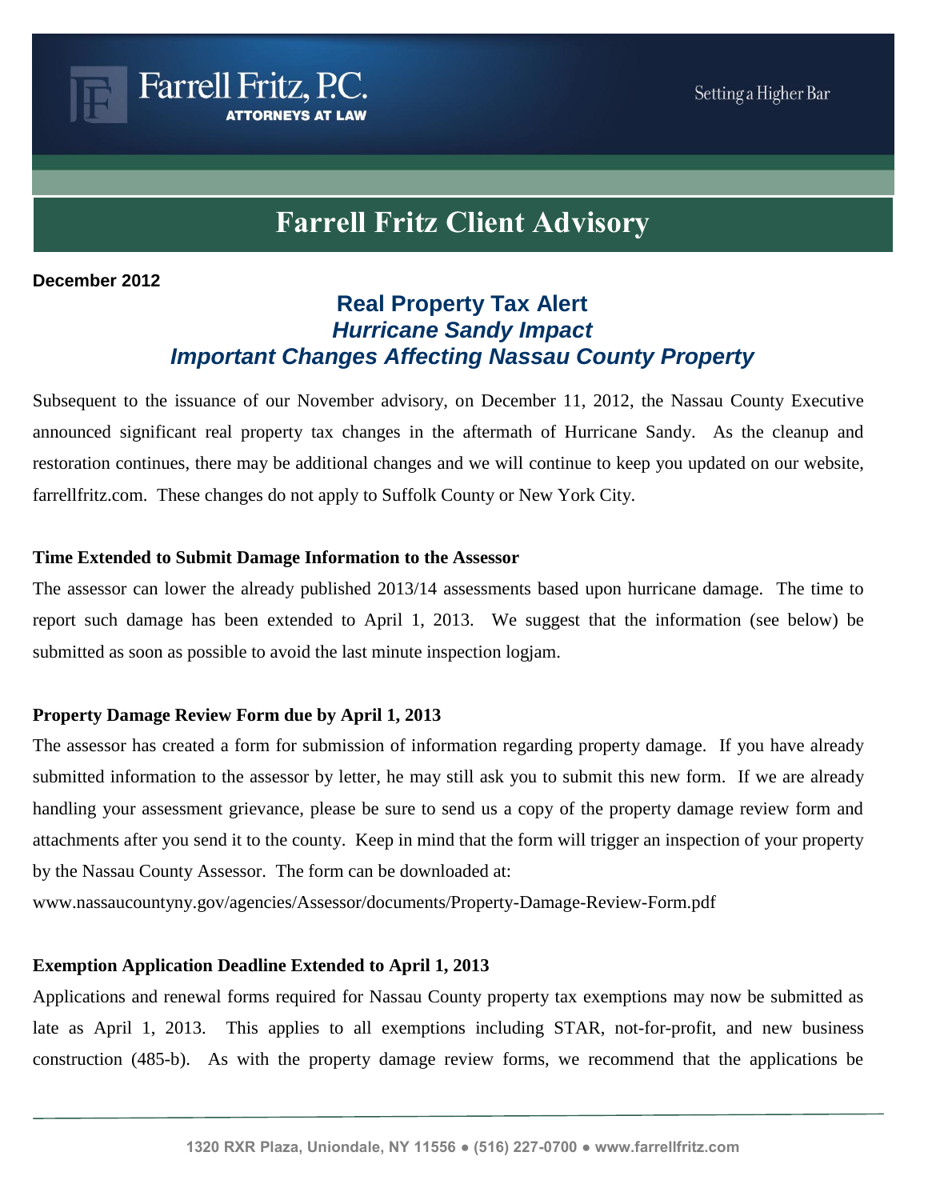Farrell Fritz, P.C.
ATTORNEYS AT LAW

Setting a Higher Bar

# Farrell Fritz Client Advisory

**December 2012**

## Real Property Tax Alert
### *Hurricane Sandy Impact*
### *Important Changes Affecting Nassau County Property*

Subsequent to the issuance of our November advisory, on December 11, 2012, the Nassau County Executive announced significant real property tax changes in the aftermath of Hurricane Sandy. As the cleanup and restoration continues, there may be additional changes and we will continue to keep you updated on our website, farrellfritz.com. These changes do not apply to Suffolk County or New York City.

**Time Extended to Submit Damage Information to the Assessor**

The assessor can lower the already published 2013/14 assessments based upon hurricane damage. The time to report such damage has been extended to April 1, 2013. We suggest that the information (see below) be submitted as soon as possible to avoid the last minute inspection logjam.

**Property Damage Review Form due by April 1, 2013**

The assessor has created a form for submission of information regarding property damage. If you have already submitted information to the assessor by letter, he may still ask you to submit this new form. If we are already handling your assessment grievance, please be sure to send us a copy of the property damage review form and attachments after you send it to the county. Keep in mind that the form will trigger an inspection of your property by the Nassau County Assessor. The form can be downloaded at:

www.nassaucountyny.gov/agencies/Assessor/documents/Property-Damage-Review-Form.pdf

**Exemption Application Deadline Extended to April 1, 2013**

Applications and renewal forms required for Nassau County property tax exemptions may now be submitted as late as April 1, 2013. This applies to all exemptions including STAR, not-for-profit, and new business construction (485-b). As with the property damage review forms, we recommend that the applications be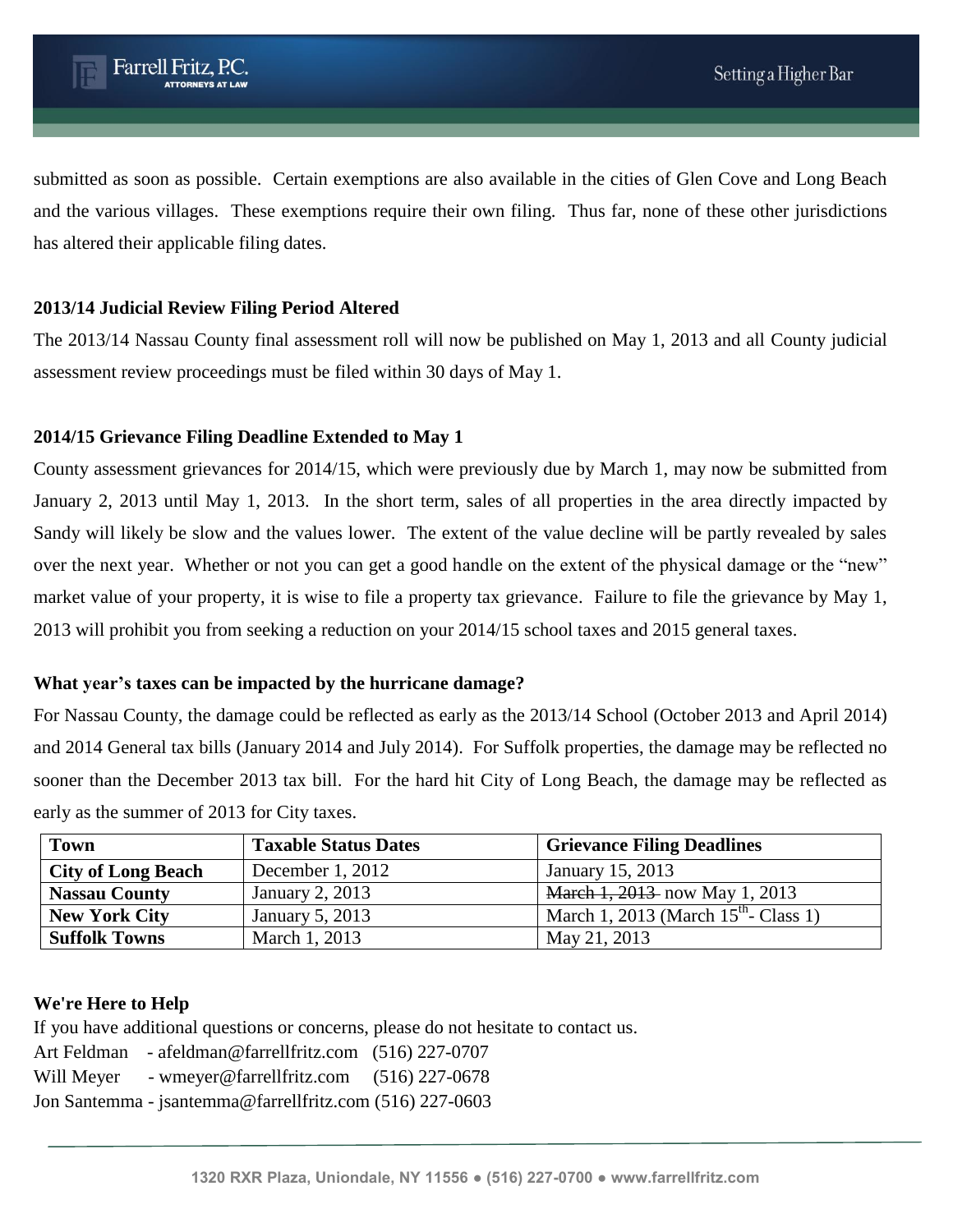submitted as soon as possible. Certain exemptions are also available in the cities of Glen Cove and Long Beach and the various villages. These exemptions require their own filing. Thus far, none of these other jurisdictions has altered their applicable filing dates.

**2013/14 Judicial Review Filing Period Altered**

The 2013/14 Nassau County final assessment roll will now be published on May 1, 2013 and all County judicial assessment review proceedings must be filed within 30 days of May 1.

**2014/15 Grievance Filing Deadline Extended to May 1**

County assessment grievances for 2014/15, which were previously due by March 1, may now be submitted from January 2, 2013 until May 1, 2013. In the short term, sales of all properties in the area directly impacted by Sandy will likely be slow and the values lower. The extent of the value decline will be partly revealed by sales over the next year. Whether or not you can get a good handle on the extent of the physical damage or the "new" market value of your property, it is wise to file a property tax grievance. Failure to file the grievance by May 1, 2013 will prohibit you from seeking a reduction on your 2014/15 school taxes and 2015 general taxes.

**What year's taxes can be impacted by the hurricane damage?**

For Nassau County, the damage could be reflected as early as the 2013/14 School (October 2013 and April 2014) and 2014 General tax bills (January 2014 and July 2014). For Suffolk properties, the damage may be reflected no sooner than the December 2013 tax bill. For the hard hit City of Long Beach, the damage may be reflected as early as the summer of 2013 for City taxes.

| Town | Taxable Status Dates | Grievance Filing Deadlines |
|---|---|---|
| **City of Long Beach** | December 1, 2012 | January 15, 2013 |
| **Nassau County** | January 2, 2013 | ~~March 1, 2013~~ now May 1, 2013 |
| **New York City** | January 5, 2013 | March 1, 2013 (March 15th - Class 1) |
| **Suffolk Towns** | March 1, 2013 | May 21, 2013 |

**We're Here to Help**

If you have additional questions or concerns, please do not hesitate to contact us.

Art Feldman - afeldman@farrellfritz.com (516) 227-0707
Will Meyer - wmeyer@farrellfritz.com (516) 227-0678
Jon Santemma - jsantemma@farrellfritz.com (516) 227-0603